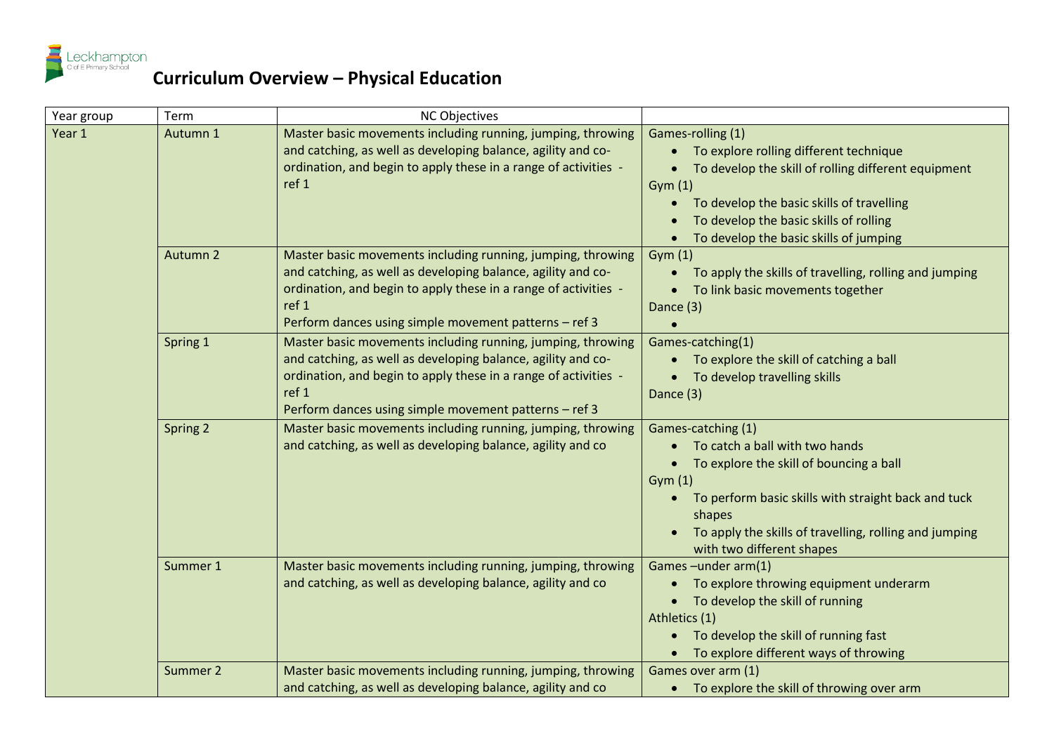# Curriculum Overview – Physical Education

| Year group | Term | NC Objectives | |
|---|---|---|---|
| Year 1 | Autumn 1 | Master basic movements including running, jumping, throwing and catching, as well as developing balance, agility and co-ordination, and begin to apply these in a range of activities - ref 1 | Games-rolling (1)<br>• To explore rolling different technique<br>• To develop the skill of rolling different equipment<br>Gym (1)<br>• To develop the basic skills of travelling<br>• To develop the basic skills of rolling<br>• To develop the basic skills of jumping |
| | Autumn 2 | Master basic movements including running, jumping, throwing and catching, as well as developing balance, agility and co-ordination, and begin to apply these in a range of activities - ref 1<br>Perform dances using simple movement patterns – ref 3 | Gym (1)<br>• To apply the skills of travelling, rolling and jumping<br>• To link basic movements together<br>Dance (3)<br>• |
| | Spring 1 | Master basic movements including running, jumping, throwing and catching, as well as developing balance, agility and co-ordination, and begin to apply these in a range of activities - ref 1<br>Perform dances using simple movement patterns – ref 3 | Games-catching(1)<br>• To explore the skill of catching a ball<br>• To develop travelling skills<br>Dance (3) |
| | Spring 2 | Master basic movements including running, jumping, throwing and catching, as well as developing balance, agility and co | Games-catching (1)<br>• To catch a ball with two hands<br>• To explore the skill of bouncing a ball<br>Gym (1)<br>• To perform basic skills with straight back and tuck shapes<br>• To apply the skills of travelling, rolling and jumping with two different shapes |
| | Summer 1 | Master basic movements including running, jumping, throwing and catching, as well as developing balance, agility and co | Games –under arm(1)<br>• To explore throwing equipment underarm<br>• To develop the skill of running<br>Athletics (1)<br>• To develop the skill of running fast<br>• To explore different ways of throwing |
| | Summer 2 | Master basic movements including running, jumping, throwing and catching, as well as developing balance, agility and co | Games over arm (1)<br>• To explore the skill of throwing over arm |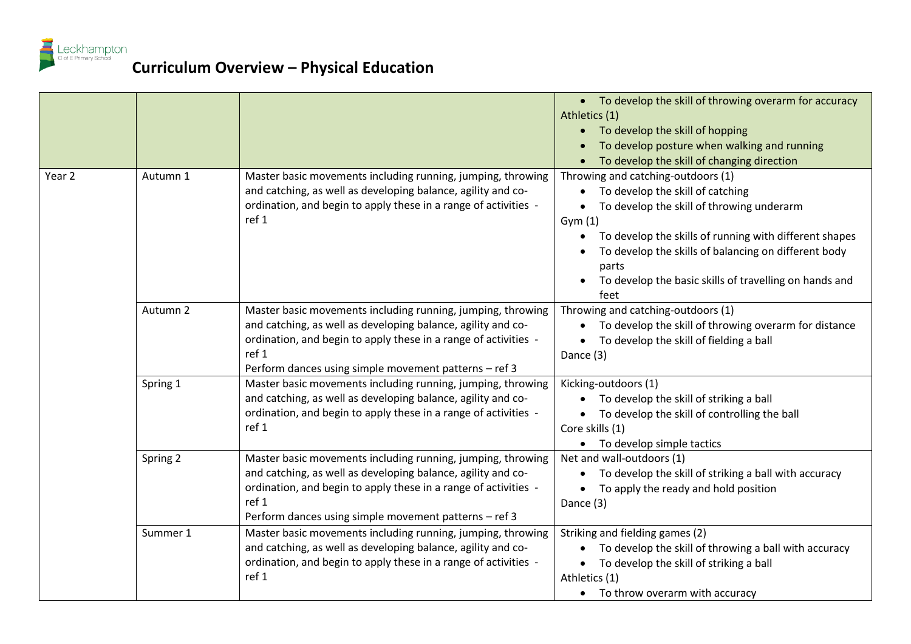# Curriculum Overview – Physical Education

| | | | |
|---|---|---|---|
| | | | • To develop the skill of throwing overarm for accuracy<br>Athletics (1)<br>• To develop the skill of hopping<br>• To develop posture when walking and running<br>• To develop the skill of changing direction |
| Year 2 | Autumn 1 | Master basic movements including running, jumping, throwing and catching, as well as developing balance, agility and co-ordination, and begin to apply these in a range of activities - ref 1 | Throwing and catching-outdoors (1)<br>• To develop the skill of catching<br>• To develop the skill of throwing underarm<br>Gym (1)<br>• To develop the skills of running with different shapes<br>• To develop the skills of balancing on different body parts<br>• To develop the basic skills of travelling on hands and feet |
| | Autumn 2 | Master basic movements including running, jumping, throwing and catching, as well as developing balance, agility and co-ordination, and begin to apply these in a range of activities - ref 1<br>Perform dances using simple movement patterns – ref 3 | Throwing and catching-outdoors (1)<br>• To develop the skill of throwing overarm for distance<br>• To develop the skill of fielding a ball<br>Dance (3) |
| | Spring 1 | Master basic movements including running, jumping, throwing and catching, as well as developing balance, agility and co-ordination, and begin to apply these in a range of activities - ref 1 | Kicking-outdoors (1)<br>• To develop the skill of striking a ball<br>• To develop the skill of controlling the ball<br>Core skills (1)<br>• To develop simple tactics |
| | Spring 2 | Master basic movements including running, jumping, throwing and catching, as well as developing balance, agility and co-ordination, and begin to apply these in a range of activities - ref 1<br>Perform dances using simple movement patterns – ref 3 | Net and wall-outdoors (1)<br>• To develop the skill of striking a ball with accuracy<br>• To apply the ready and hold position<br>Dance (3) |
| | Summer 1 | Master basic movements including running, jumping, throwing and catching, as well as developing balance, agility and co-ordination, and begin to apply these in a range of activities - ref 1 | Striking and fielding games (2)<br>• To develop the skill of throwing a ball with accuracy<br>• To develop the skill of striking a ball<br>Athletics (1)<br>• To throw overarm with accuracy |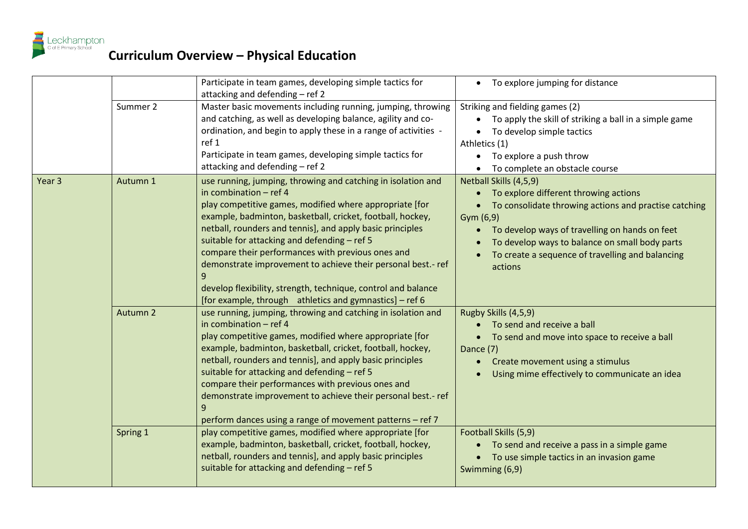# Curriculum Overview – Physical Education

| | | | |
|---|---|---|---|
| | | Participate in team games, developing simple tactics for attacking and defending – ref 2 | • To explore jumping for distance |
| | Summer 2 | Master basic movements including running, jumping, throwing and catching, as well as developing balance, agility and co-ordination, and begin to apply these in a range of activities - ref 1<br>Participate in team games, developing simple tactics for attacking and defending – ref 2 | Striking and fielding games (2)<br>• To apply the skill of striking a ball in a simple game<br>• To develop simple tactics<br>Athletics (1)<br>• To explore a push throw<br>• To complete an obstacle course |
| Year 3 | Autumn 1 | use running, jumping, throwing and catching in isolation and in combination – ref 4<br>play competitive games, modified where appropriate [for example, badminton, basketball, cricket, football, hockey, netball, rounders and tennis], and apply basic principles suitable for attacking and defending – ref 5<br>compare their performances with previous ones and demonstrate improvement to achieve their personal best.- ref 9<br>develop flexibility, strength, technique, control and balance [for example, through athletics and gymnastics] – ref 6 | Netball Skills (4,5,9)<br>• To explore different throwing actions<br>• To consolidate throwing actions and practise catching<br>Gym (6,9)<br>• To develop ways of travelling on hands on feet<br>• To develop ways to balance on small body parts<br>• To create a sequence of travelling and balancing actions |
| | Autumn 2 | use running, jumping, throwing and catching in isolation and in combination – ref 4<br>play competitive games, modified where appropriate [for example, badminton, basketball, cricket, football, hockey, netball, rounders and tennis], and apply basic principles suitable for attacking and defending – ref 5<br>compare their performances with previous ones and demonstrate improvement to achieve their personal best.- ref 9<br>perform dances using a range of movement patterns – ref 7 | Rugby Skills (4,5,9)<br>• To send and receive a ball<br>• To send and move into space to receive a ball<br>Dance (7)<br>• Create movement using a stimulus<br>• Using mime effectively to communicate an idea |
| | Spring 1 | play competitive games, modified where appropriate [for example, badminton, basketball, cricket, football, hockey, netball, rounders and tennis], and apply basic principles suitable for attacking and defending – ref 5 | Football Skills (5,9)<br>• To send and receive a pass in a simple game<br>• To use simple tactics in an invasion game<br>Swimming (6,9) |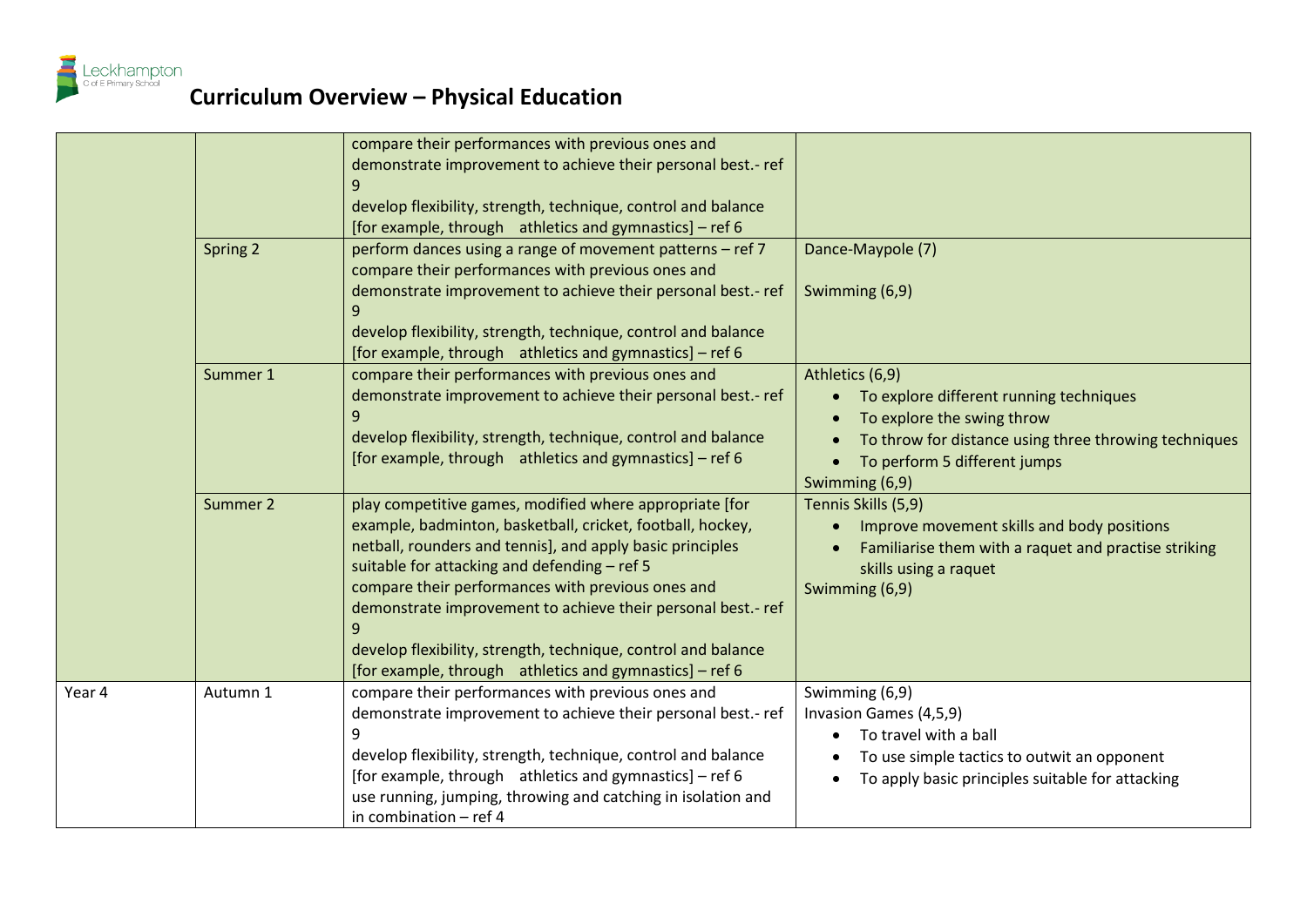# Curriculum Overview – Physical Education

| | | | |
|---|---|---|---|
| | | compare their performances with previous ones and demonstrate improvement to achieve their personal best.- ref 9<br>develop flexibility, strength, technique, control and balance [for example, through athletics and gymnastics] – ref 6 | |
| | Spring 2 | perform dances using a range of movement patterns – ref 7<br>compare their performances with previous ones and demonstrate improvement to achieve their personal best.- ref 9<br>develop flexibility, strength, technique, control and balance [for example, through athletics and gymnastics] – ref 6 | Dance-Maypole (7)<br><br>Swimming (6,9) |
| | Summer 1 | compare their performances with previous ones and demonstrate improvement to achieve their personal best.- ref 9<br>develop flexibility, strength, technique, control and balance [for example, through athletics and gymnastics] – ref 6 | Athletics (6,9)<br>• To explore different running techniques<br>• To explore the swing throw<br>• To throw for distance using three throwing techniques<br>• To perform 5 different jumps<br>Swimming (6,9) |
| | Summer 2 | play competitive games, modified where appropriate [for example, badminton, basketball, cricket, football, hockey, netball, rounders and tennis], and apply basic principles suitable for attacking and defending – ref 5<br>compare their performances with previous ones and demonstrate improvement to achieve their personal best.- ref 9<br>develop flexibility, strength, technique, control and balance [for example, through athletics and gymnastics] – ref 6 | Tennis Skills (5,9)<br>• Improve movement skills and body positions<br>• Familiarise them with a raquet and practise striking skills using a raquet<br>Swimming (6,9) |
| Year 4 | Autumn 1 | compare their performances with previous ones and demonstrate improvement to achieve their personal best.- ref 9<br>develop flexibility, strength, technique, control and balance [for example, through athletics and gymnastics] – ref 6<br>use running, jumping, throwing and catching in isolation and in combination – ref 4 | Swimming (6,9)<br>Invasion Games (4,5,9)<br>• To travel with a ball<br>• To use simple tactics to outwit an opponent<br>• To apply basic principles suitable for attacking |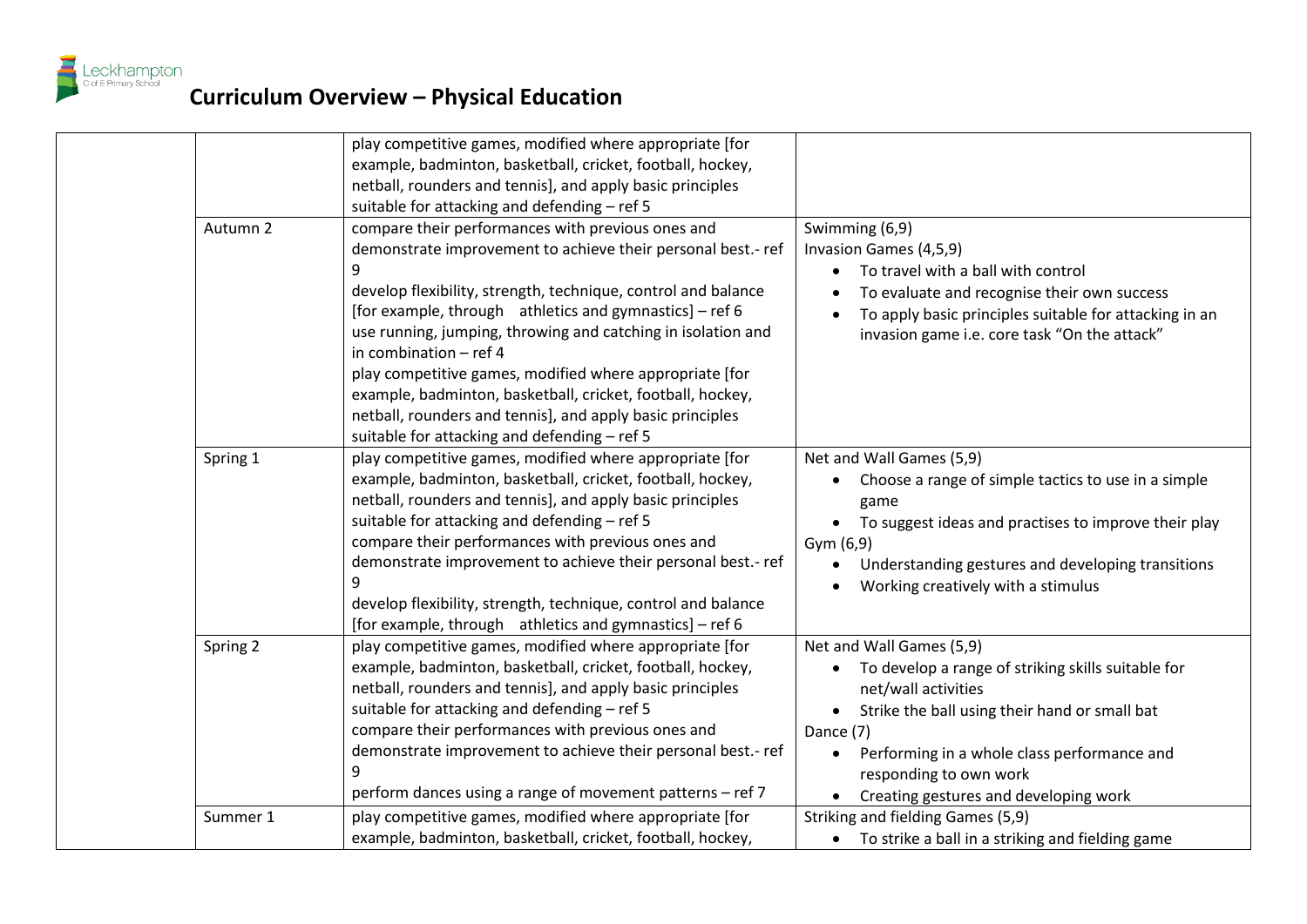# Curriculum Overview – Physical Education

| | | | |
|---|---|---|---|
| | | play competitive games, modified where appropriate [for example, badminton, basketball, cricket, football, hockey, netball, rounders and tennis], and apply basic principles suitable for attacking and defending – ref 5 | |
| | Autumn 2 | compare their performances with previous ones and demonstrate improvement to achieve their personal best.- ref 9<br>develop flexibility, strength, technique, control and balance [for example, through athletics and gymnastics] – ref 6<br>use running, jumping, throwing and catching in isolation and in combination – ref 4<br>play competitive games, modified where appropriate [for example, badminton, basketball, cricket, football, hockey, netball, rounders and tennis], and apply basic principles suitable for attacking and defending – ref 5 | Swimming (6,9)<br>Invasion Games (4,5,9)<br>• To travel with a ball with control<br>• To evaluate and recognise their own success<br>• To apply basic principles suitable for attacking in an invasion game i.e. core task "On the attack" |
| | Spring 1 | play competitive games, modified where appropriate [for example, badminton, basketball, cricket, football, hockey, netball, rounders and tennis], and apply basic principles suitable for attacking and defending – ref 5<br>compare their performances with previous ones and demonstrate improvement to achieve their personal best.- ref 9<br>develop flexibility, strength, technique, control and balance [for example, through athletics and gymnastics] – ref 6 | Net and Wall Games (5,9)<br>• Choose a range of simple tactics to use in a simple game<br>• To suggest ideas and practises to improve their play<br>Gym (6,9)<br>• Understanding gestures and developing transitions<br>• Working creatively with a stimulus |
| | Spring 2 | play competitive games, modified where appropriate [for example, badminton, basketball, cricket, football, hockey, netball, rounders and tennis], and apply basic principles suitable for attacking and defending – ref 5<br>compare their performances with previous ones and demonstrate improvement to achieve their personal best.- ref 9<br>perform dances using a range of movement patterns – ref 7 | Net and Wall Games (5,9)<br>• To develop a range of striking skills suitable for net/wall activities<br>• Strike the ball using their hand or small bat<br>Dance (7)<br>• Performing in a whole class performance and responding to own work<br>• Creating gestures and developing work |
| | Summer 1 | play competitive games, modified where appropriate [for example, badminton, basketball, cricket, football, hockey, | Striking and fielding Games (5,9)<br>• To strike a ball in a striking and fielding game |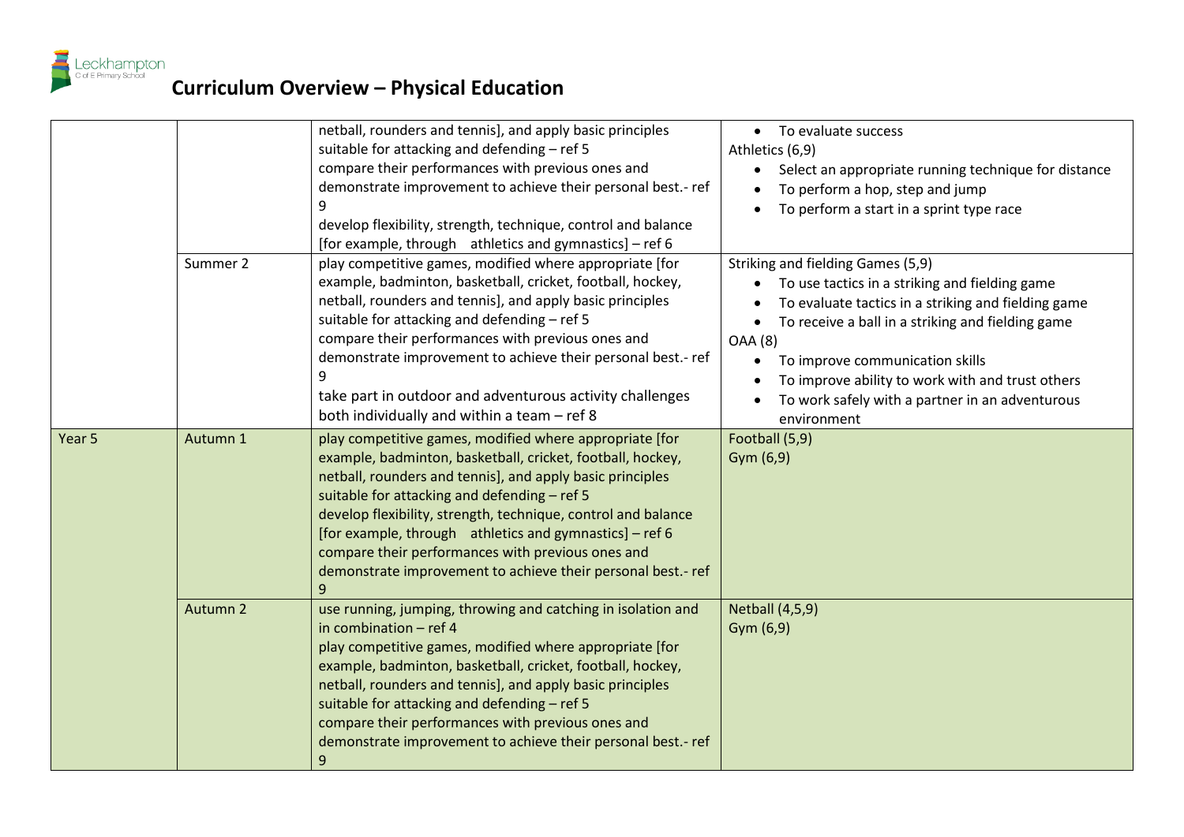# Curriculum Overview – Physical Education

| | | | |
|---|---|---|---|
| | | netball, rounders and tennis], and apply basic principles suitable for attacking and defending – ref 5<br>compare their performances with previous ones and demonstrate improvement to achieve their personal best.- ref 9<br>develop flexibility, strength, technique, control and balance [for example, through athletics and gymnastics] – ref 6 | • To evaluate success<br>Athletics (6,9)<br>• Select an appropriate running technique for distance<br>• To perform a hop, step and jump<br>• To perform a start in a sprint type race |
| | Summer 2 | play competitive games, modified where appropriate [for example, badminton, basketball, cricket, football, hockey, netball, rounders and tennis], and apply basic principles suitable for attacking and defending – ref 5<br>compare their performances with previous ones and demonstrate improvement to achieve their personal best.- ref 9<br>take part in outdoor and adventurous activity challenges both individually and within a team – ref 8 | Striking and fielding Games (5,9)<br>• To use tactics in a striking and fielding game<br>• To evaluate tactics in a striking and fielding game<br>• To receive a ball in a striking and fielding game<br>OAA (8)<br>• To improve communication skills<br>• To improve ability to work with and trust others<br>• To work safely with a partner in an adventurous environment |
| Year 5 | Autumn 1 | play competitive games, modified where appropriate [for example, badminton, basketball, cricket, football, hockey, netball, rounders and tennis], and apply basic principles suitable for attacking and defending – ref 5<br>develop flexibility, strength, technique, control and balance [for example, through athletics and gymnastics] – ref 6<br>compare their performances with previous ones and demonstrate improvement to achieve their personal best.- ref 9 | Football (5,9)<br>Gym (6,9) |
| | Autumn 2 | use running, jumping, throwing and catching in isolation and in combination – ref 4<br>play competitive games, modified where appropriate [for example, badminton, basketball, cricket, football, hockey, netball, rounders and tennis], and apply basic principles suitable for attacking and defending – ref 5<br>compare their performances with previous ones and demonstrate improvement to achieve their personal best.- ref 9 | Netball (4,5,9)<br>Gym (6,9) |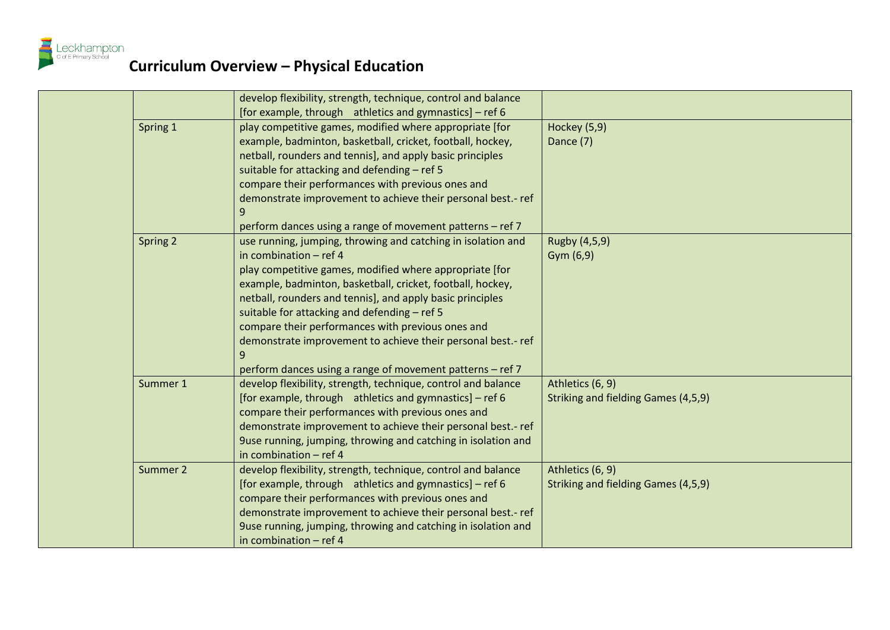# Curriculum Overview – Physical Education

| | | | |
|---|---|---|---|
| | | develop flexibility, strength, technique, control and balance [for example, through athletics and gymnastics] – ref 6 | |
| | Spring 1 | play competitive games, modified where appropriate [for example, badminton, basketball, cricket, football, hockey, netball, rounders and tennis], and apply basic principles suitable for attacking and defending – ref 5<br>compare their performances with previous ones and demonstrate improvement to achieve their personal best.- ref 9<br>perform dances using a range of movement patterns – ref 7 | Hockey (5,9)<br>Dance (7) |
| | Spring 2 | use running, jumping, throwing and catching in isolation and in combination – ref 4<br>play competitive games, modified where appropriate [for example, badminton, basketball, cricket, football, hockey, netball, rounders and tennis], and apply basic principles suitable for attacking and defending – ref 5<br>compare their performances with previous ones and demonstrate improvement to achieve their personal best.- ref 9<br>perform dances using a range of movement patterns – ref 7 | Rugby (4,5,9)<br>Gym (6,9) |
| | Summer 1 | develop flexibility, strength, technique, control and balance [for example, through athletics and gymnastics] – ref 6<br>compare their performances with previous ones and demonstrate improvement to achieve their personal best.- ref 9use running, jumping, throwing and catching in isolation and in combination – ref 4 | Athletics (6, 9)<br>Striking and fielding Games (4,5,9) |
| | Summer 2 | develop flexibility, strength, technique, control and balance [for example, through athletics and gymnastics] – ref 6<br>compare their performances with previous ones and demonstrate improvement to achieve their personal best.- ref 9use running, jumping, throwing and catching in isolation and in combination – ref 4 | Athletics (6, 9)<br>Striking and fielding Games (4,5,9) |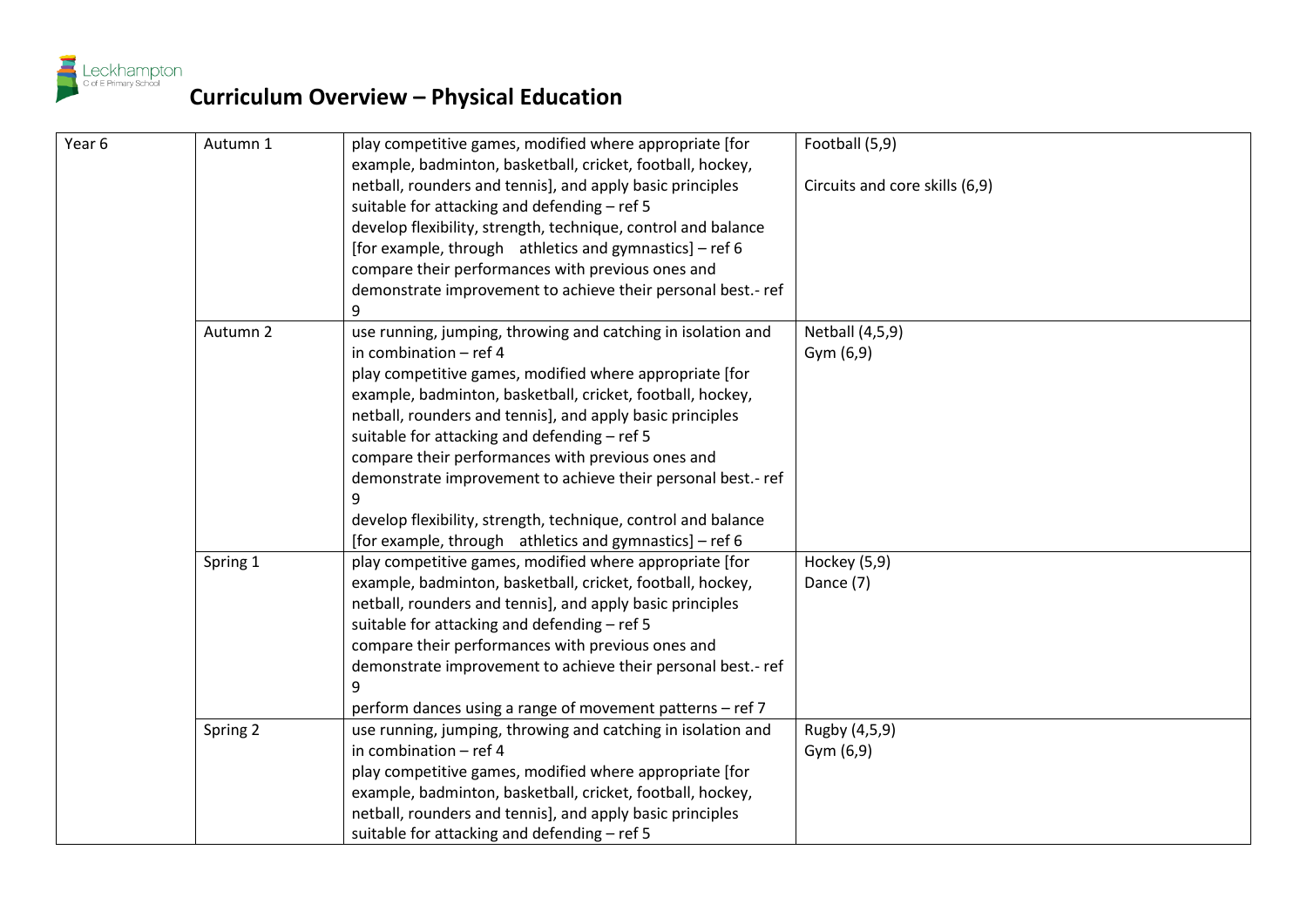# Curriculum Overview – Physical Education

| Year 6 | Autumn 1 | play competitive games, modified where appropriate [for example, badminton, basketball, cricket, football, hockey, netball, rounders and tennis], and apply basic principles suitable for attacking and defending – ref 5<br>develop flexibility, strength, technique, control and balance [for example, through athletics and gymnastics] – ref 6<br>compare their performances with previous ones and demonstrate improvement to achieve their personal best.- ref 9 | Football (5,9)<br><br>Circuits and core skills (6,9) |
|---|---|---|---|
| | Autumn 2 | use running, jumping, throwing and catching in isolation and in combination – ref 4<br>play competitive games, modified where appropriate [for example, badminton, basketball, cricket, football, hockey, netball, rounders and tennis], and apply basic principles suitable for attacking and defending – ref 5<br>compare their performances with previous ones and demonstrate improvement to achieve their personal best.- ref 9<br>develop flexibility, strength, technique, control and balance [for example, through athletics and gymnastics] – ref 6 | Netball (4,5,9)<br>Gym (6,9) |
| | Spring 1 | play competitive games, modified where appropriate [for example, badminton, basketball, cricket, football, hockey, netball, rounders and tennis], and apply basic principles suitable for attacking and defending – ref 5<br>compare their performances with previous ones and demonstrate improvement to achieve their personal best.- ref 9<br>perform dances using a range of movement patterns – ref 7 | Hockey (5,9)<br>Dance (7) |
| | Spring 2 | use running, jumping, throwing and catching in isolation and in combination – ref 4<br>play competitive games, modified where appropriate [for example, badminton, basketball, cricket, football, hockey, netball, rounders and tennis], and apply basic principles suitable for attacking and defending – ref 5 | Rugby (4,5,9)<br>Gym (6,9) |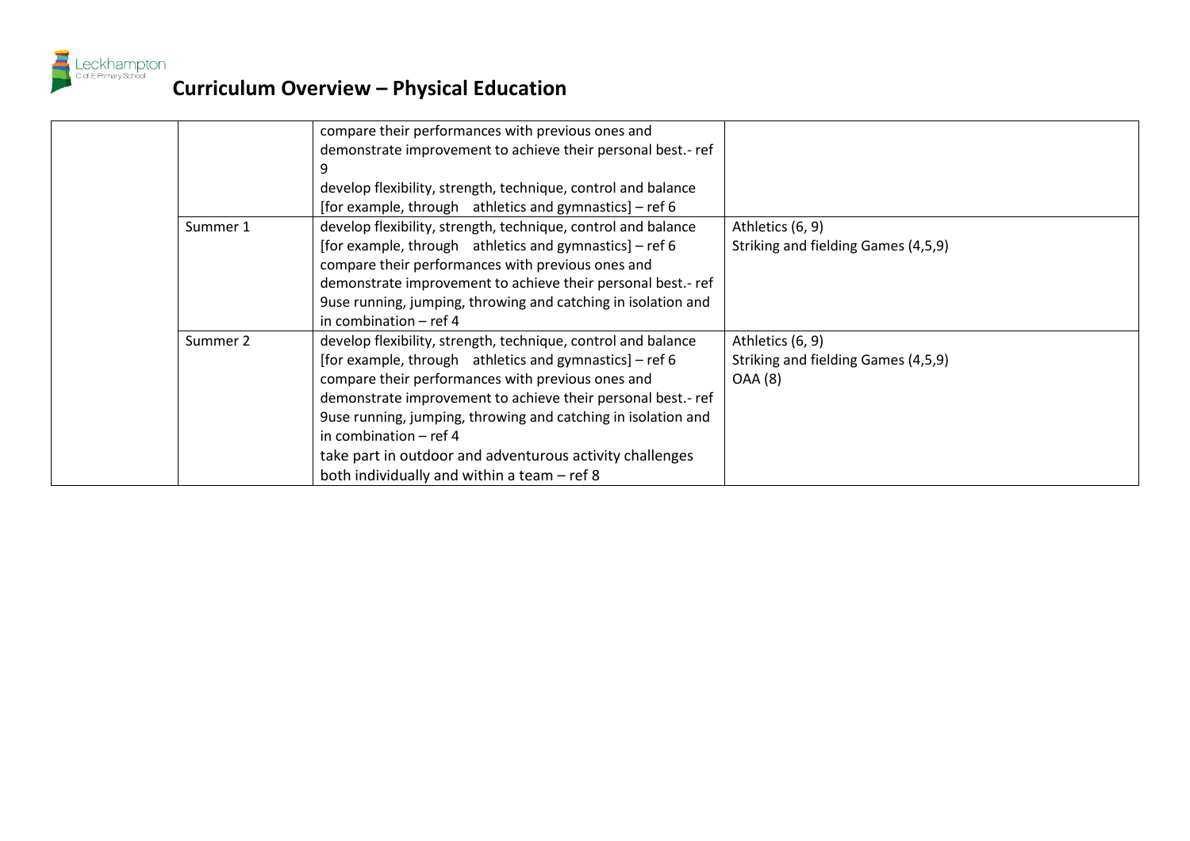# Curriculum Overview – Physical Education

| | | | |
|---|---|---|---|
| | | compare their performances with previous ones and demonstrate improvement to achieve their personal best.- ref 9<br>develop flexibility, strength, technique, control and balance [for example, through athletics and gymnastics] – ref 6 | |
| | Summer 1 | develop flexibility, strength, technique, control and balance [for example, through athletics and gymnastics] – ref 6<br>compare their performances with previous ones and demonstrate improvement to achieve their personal best.- ref 9use running, jumping, throwing and catching in isolation and in combination – ref 4 | Athletics (6, 9)<br>Striking and fielding Games (4,5,9) |
| | Summer 2 | develop flexibility, strength, technique, control and balance [for example, through athletics and gymnastics] – ref 6<br>compare their performances with previous ones and demonstrate improvement to achieve their personal best.- ref 9use running, jumping, throwing and catching in isolation and in combination – ref 4<br>take part in outdoor and adventurous activity challenges both individually and within a team – ref 8 | Athletics (6, 9)<br>Striking and fielding Games (4,5,9)<br>OAA (8) |